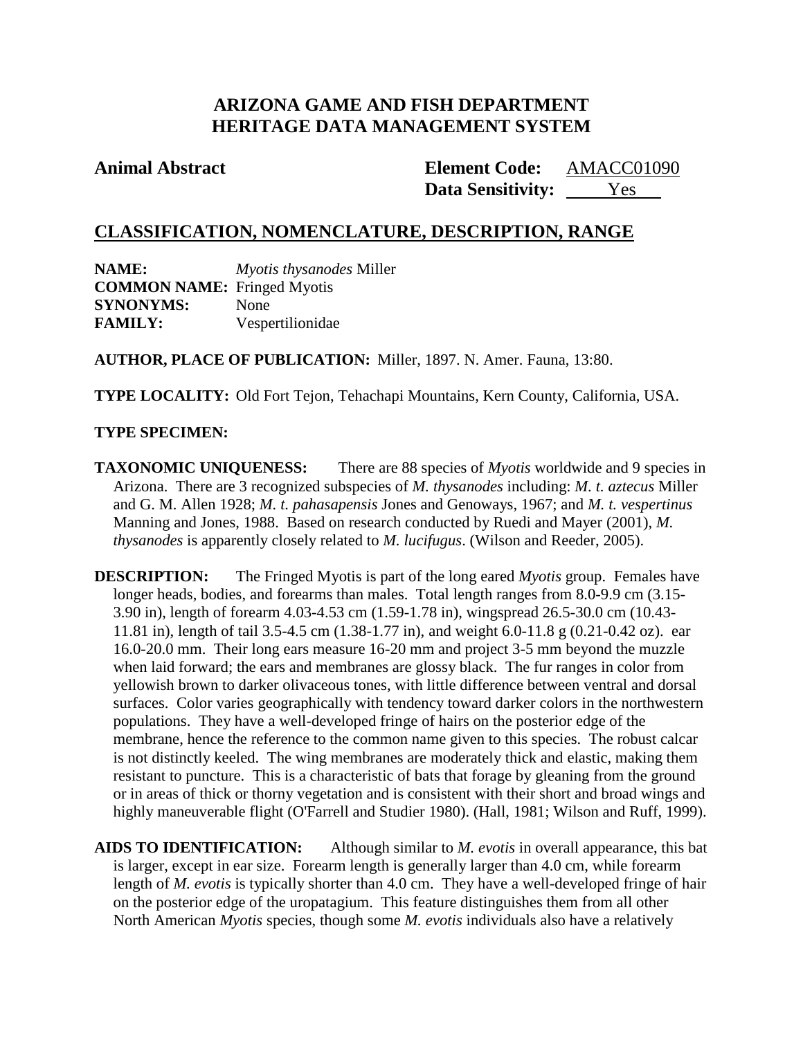# ARIZONA GAME AND FISH DEPARTMENT
# HERITAGE DATA MANAGEMENT SYSTEM

**Animal Abstract**

**Element Code:** AMACC01090
**Data Sensitivity:** Yes

## CLASSIFICATION, NOMENCLATURE, DESCRIPTION, RANGE

**NAME:** *Myotis thysanodes* Miller
**COMMON NAME:** Fringed Myotis
**SYNONYMS:** None
**FAMILY:** Vespertilionidae

**AUTHOR, PLACE OF PUBLICATION:** Miller, 1897. N. Amer. Fauna, 13:80.

**TYPE LOCALITY:** Old Fort Tejon, Tehachapi Mountains, Kern County, California, USA.

**TYPE SPECIMEN:**

**TAXONOMIC UNIQUENESS:** There are 88 species of *Myotis* worldwide and 9 species in Arizona. There are 3 recognized subspecies of *M. thysanodes* including: *M. t. aztecus* Miller and G. M. Allen 1928; *M. t. pahasapensis* Jones and Genoways, 1967; and *M. t. vespertinus* Manning and Jones, 1988. Based on research conducted by Ruedi and Mayer (2001), *M. thysanodes* is apparently closely related to *M. lucifugus*. (Wilson and Reeder, 2005).

**DESCRIPTION:** The Fringed Myotis is part of the long eared *Myotis* group. Females have longer heads, bodies, and forearms than males. Total length ranges from 8.0-9.9 cm (3.15-3.90 in), length of forearm 4.03-4.53 cm (1.59-1.78 in), wingspread 26.5-30.0 cm (10.43-11.81 in), length of tail 3.5-4.5 cm (1.38-1.77 in), and weight 6.0-11.8 g (0.21-0.42 oz). ear 16.0-20.0 mm. Their long ears measure 16-20 mm and project 3-5 mm beyond the muzzle when laid forward; the ears and membranes are glossy black. The fur ranges in color from yellowish brown to darker olivaceous tones, with little difference between ventral and dorsal surfaces. Color varies geographically with tendency toward darker colors in the northwestern populations. They have a well-developed fringe of hairs on the posterior edge of the membrane, hence the reference to the common name given to this species. The robust calcar is not distinctly keeled. The wing membranes are moderately thick and elastic, making them resistant to puncture. This is a characteristic of bats that forage by gleaning from the ground or in areas of thick or thorny vegetation and is consistent with their short and broad wings and highly maneuverable flight (O'Farrell and Studier 1980). (Hall, 1981; Wilson and Ruff, 1999).

**AIDS TO IDENTIFICATION:** Although similar to *M. evotis* in overall appearance, this bat is larger, except in ear size. Forearm length is generally larger than 4.0 cm, while forearm length of *M. evotis* is typically shorter than 4.0 cm. They have a well-developed fringe of hair on the posterior edge of the uropatagium. This feature distinguishes them from all other North American *Myotis* species, though some *M. evotis* individuals also have a relatively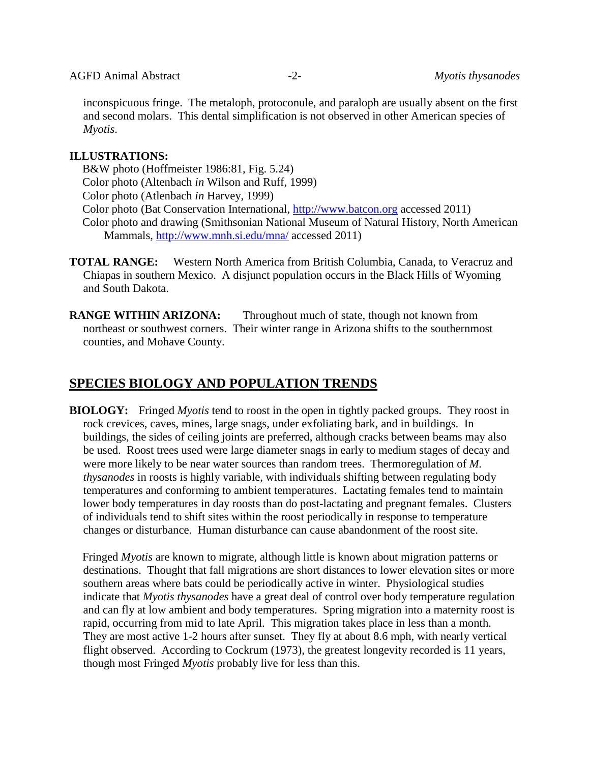inconspicuous fringe. The metaloph, protoconule, and paraloph are usually absent on the first and second molars. This dental simplification is not observed in other American species of *Myotis*.

**ILLUSTRATIONS:**

B&W photo (Hoffmeister 1986:81, Fig. 5.24)
Color photo (Altenbach *in* Wilson and Ruff, 1999)
Color photo (Atlenbach *in* Harvey, 1999)
Color photo (Bat Conservation International, http://www.batcon.org accessed 2011)
Color photo and drawing (Smithsonian National Museum of Natural History, North American Mammals, http://www.mnh.si.edu/mna/ accessed 2011)

**TOTAL RANGE:** Western North America from British Columbia, Canada, to Veracruz and Chiapas in southern Mexico. A disjunct population occurs in the Black Hills of Wyoming and South Dakota.

**RANGE WITHIN ARIZONA:** Throughout much of state, though not known from northeast or southwest corners. Their winter range in Arizona shifts to the southernmost counties, and Mohave County.

## SPECIES BIOLOGY AND POPULATION TRENDS

**BIOLOGY:** Fringed *Myotis* tend to roost in the open in tightly packed groups. They roost in rock crevices, caves, mines, large snags, under exfoliating bark, and in buildings. In buildings, the sides of ceiling joints are preferred, although cracks between beams may also be used. Roost trees used were large diameter snags in early to medium stages of decay and were more likely to be near water sources than random trees. Thermoregulation of *M. thysanodes* in roosts is highly variable, with individuals shifting between regulating body temperatures and conforming to ambient temperatures. Lactating females tend to maintain lower body temperatures in day roosts than do post-lactating and pregnant females. Clusters of individuals tend to shift sites within the roost periodically in response to temperature changes or disturbance. Human disturbance can cause abandonment of the roost site.

Fringed *Myotis* are known to migrate, although little is known about migration patterns or destinations. Thought that fall migrations are short distances to lower elevation sites or more southern areas where bats could be periodically active in winter. Physiological studies indicate that *Myotis thysanodes* have a great deal of control over body temperature regulation and can fly at low ambient and body temperatures. Spring migration into a maternity roost is rapid, occurring from mid to late April. This migration takes place in less than a month. They are most active 1-2 hours after sunset. They fly at about 8.6 mph, with nearly vertical flight observed. According to Cockrum (1973), the greatest longevity recorded is 11 years, though most Fringed *Myotis* probably live for less than this.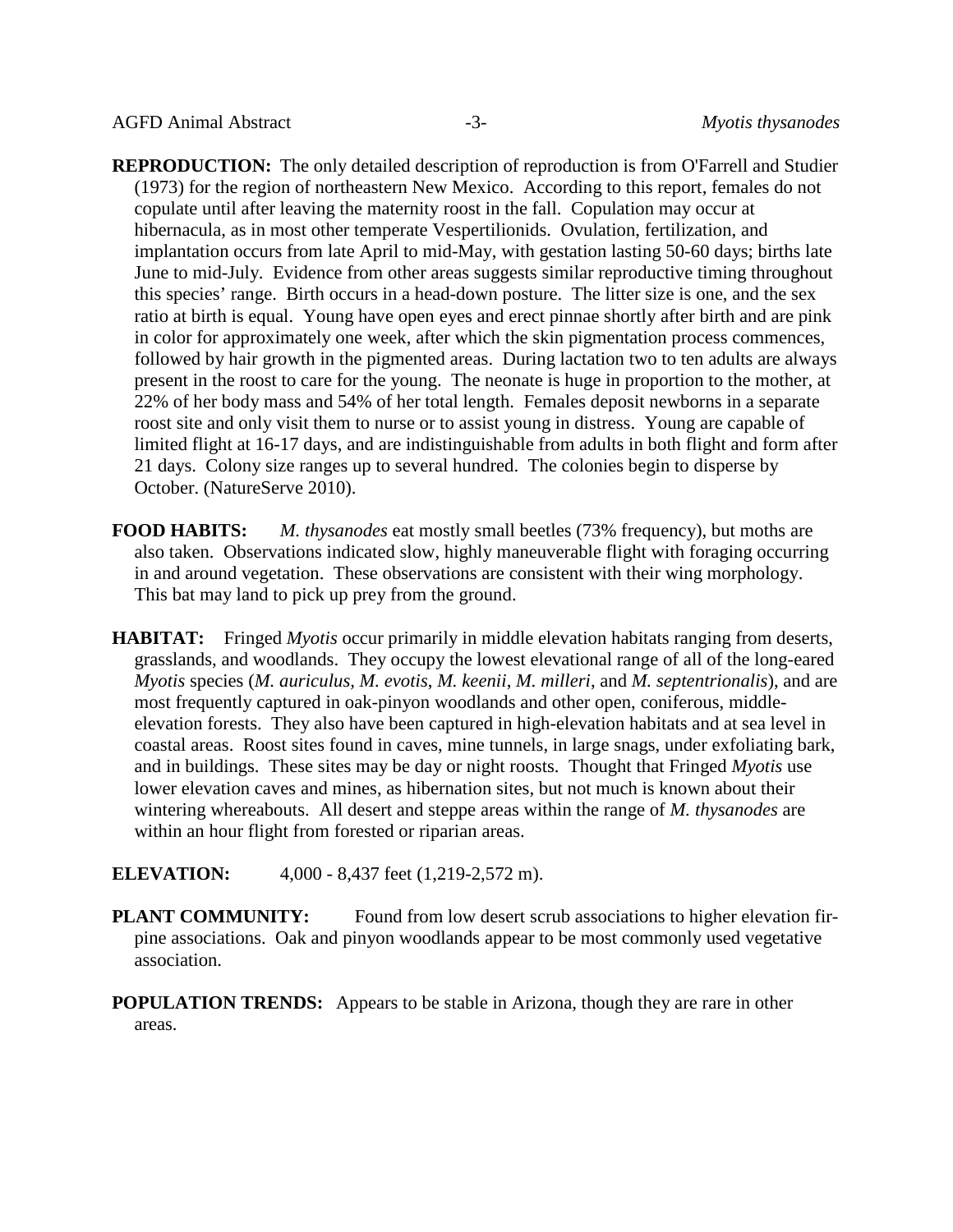**REPRODUCTION:** The only detailed description of reproduction is from O'Farrell and Studier (1973) for the region of northeastern New Mexico. According to this report, females do not copulate until after leaving the maternity roost in the fall. Copulation may occur at hibernacula, as in most other temperate Vespertilionids. Ovulation, fertilization, and implantation occurs from late April to mid-May, with gestation lasting 50-60 days; births late June to mid-July. Evidence from other areas suggests similar reproductive timing throughout this species' range. Birth occurs in a head-down posture. The litter size is one, and the sex ratio at birth is equal. Young have open eyes and erect pinnae shortly after birth and are pink in color for approximately one week, after which the skin pigmentation process commences, followed by hair growth in the pigmented areas. During lactation two to ten adults are always present in the roost to care for the young. The neonate is huge in proportion to the mother, at 22% of her body mass and 54% of her total length. Females deposit newborns in a separate roost site and only visit them to nurse or to assist young in distress. Young are capable of limited flight at 16-17 days, and are indistinguishable from adults in both flight and form after 21 days. Colony size ranges up to several hundred. The colonies begin to disperse by October. (NatureServe 2010).

**FOOD HABITS:** *M. thysanodes* eat mostly small beetles (73% frequency), but moths are also taken. Observations indicated slow, highly maneuverable flight with foraging occurring in and around vegetation. These observations are consistent with their wing morphology. This bat may land to pick up prey from the ground.

**HABITAT:** Fringed *Myotis* occur primarily in middle elevation habitats ranging from deserts, grasslands, and woodlands. They occupy the lowest elevational range of all of the long-eared *Myotis* species (*M. auriculus, M. evotis*, *M. keenii*, *M. milleri*, and *M. septentrionalis*), and are most frequently captured in oak-pinyon woodlands and other open, coniferous, middle-elevation forests. They also have been captured in high-elevation habitats and at sea level in coastal areas. Roost sites found in caves, mine tunnels, in large snags, under exfoliating bark, and in buildings. These sites may be day or night roosts. Thought that Fringed *Myotis* use lower elevation caves and mines, as hibernation sites, but not much is known about their wintering whereabouts. All desert and steppe areas within the range of *M. thysanodes* are within an hour flight from forested or riparian areas.

**ELEVATION:** 4,000 - 8,437 feet (1,219-2,572 m).

**PLANT COMMUNITY:** Found from low desert scrub associations to higher elevation fir-pine associations. Oak and pinyon woodlands appear to be most commonly used vegetative association.

**POPULATION TRENDS:** Appears to be stable in Arizona, though they are rare in other areas.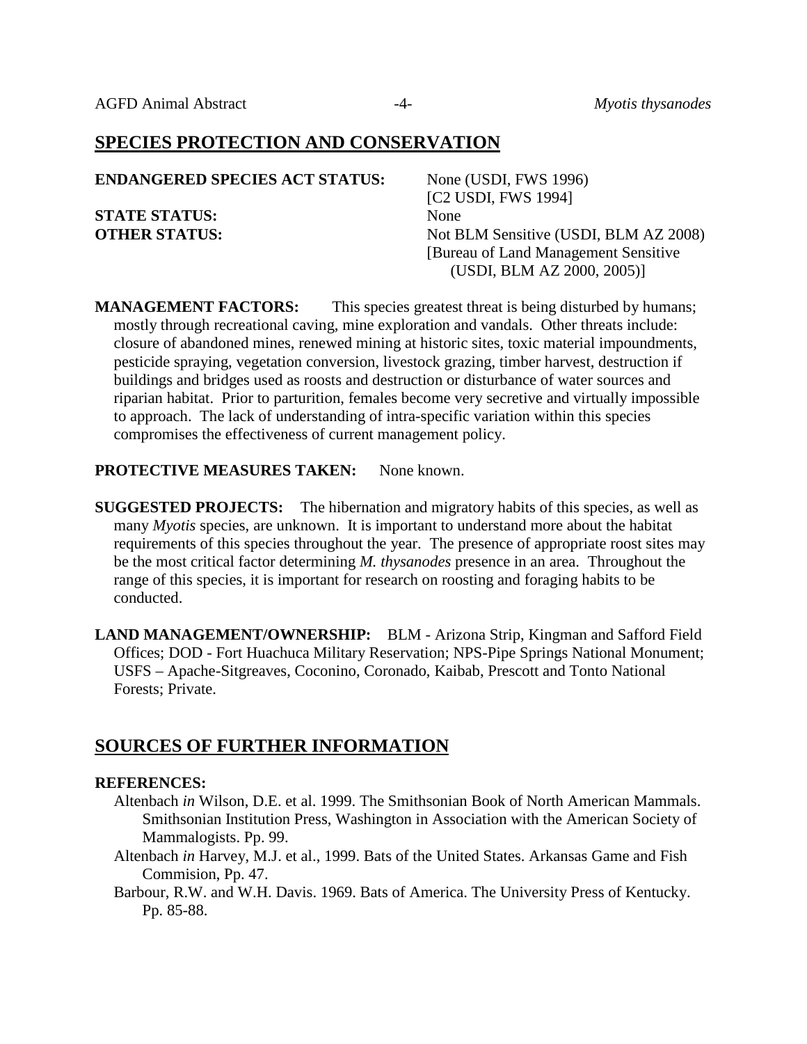## SPECIES PROTECTION AND CONSERVATION

**ENDANGERED SPECIES ACT STATUS:** None (USDI, FWS 1996)
[C2 USDI, FWS 1994]

**STATE STATUS:** None

**OTHER STATUS:** Not BLM Sensitive (USDI, BLM AZ 2008)
[Bureau of Land Management Sensitive (USDI, BLM AZ 2000, 2005)]

**MANAGEMENT FACTORS:** This species greatest threat is being disturbed by humans; mostly through recreational caving, mine exploration and vandals. Other threats include: closure of abandoned mines, renewed mining at historic sites, toxic material impoundments, pesticide spraying, vegetation conversion, livestock grazing, timber harvest, destruction if buildings and bridges used as roosts and destruction or disturbance of water sources and riparian habitat. Prior to parturition, females become very secretive and virtually impossible to approach. The lack of understanding of intra-specific variation within this species compromises the effectiveness of current management policy.

**PROTECTIVE MEASURES TAKEN:** None known.

**SUGGESTED PROJECTS:** The hibernation and migratory habits of this species, as well as many *Myotis* species, are unknown. It is important to understand more about the habitat requirements of this species throughout the year. The presence of appropriate roost sites may be the most critical factor determining *M. thysanodes* presence in an area. Throughout the range of this species, it is important for research on roosting and foraging habits to be conducted.

**LAND MANAGEMENT/OWNERSHIP:** BLM - Arizona Strip, Kingman and Safford Field Offices; DOD - Fort Huachuca Military Reservation; NPS-Pipe Springs National Monument; USFS – Apache-Sitgreaves, Coconino, Coronado, Kaibab, Prescott and Tonto National Forests; Private.

## SOURCES OF FURTHER INFORMATION

**REFERENCES:**

Altenbach *in* Wilson, D.E. et al. 1999. The Smithsonian Book of North American Mammals. Smithsonian Institution Press, Washington in Association with the American Society of Mammalogists. Pp. 99.

Altenbach *in* Harvey, M.J. et al., 1999. Bats of the United States. Arkansas Game and Fish Commision, Pp. 47.

Barbour, R.W. and W.H. Davis. 1969. Bats of America. The University Press of Kentucky. Pp. 85-88.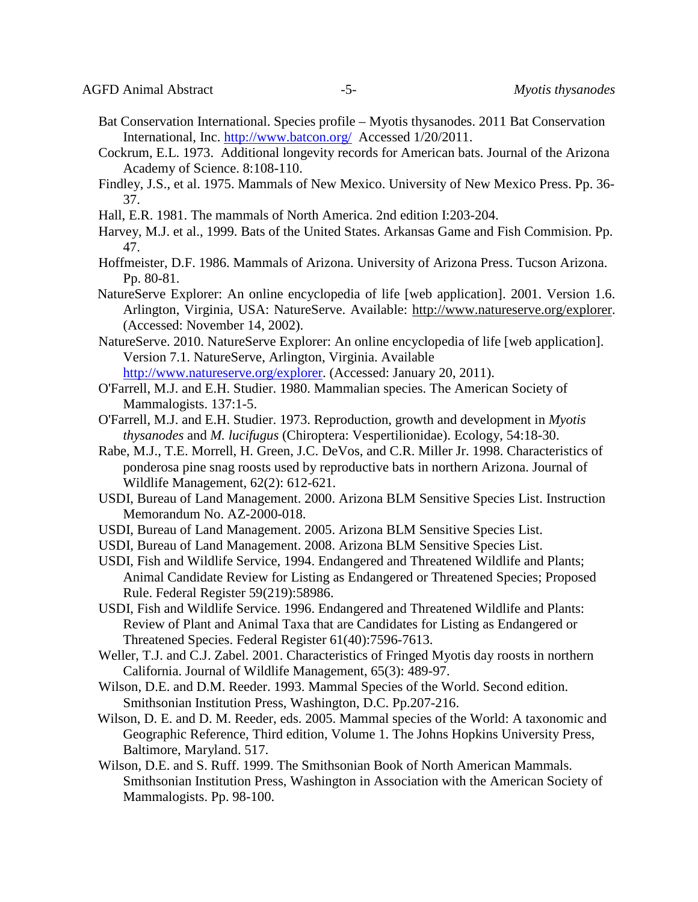Bat Conservation International. Species profile – Myotis thysanodes. 2011 Bat Conservation International, Inc. http://www.batcon.org/ Accessed 1/20/2011.

Cockrum, E.L. 1973. Additional longevity records for American bats. Journal of the Arizona Academy of Science. 8:108-110.

Findley, J.S., et al. 1975. Mammals of New Mexico. University of New Mexico Press. Pp. 36-37.

Hall, E.R. 1981. The mammals of North America. 2nd edition I:203-204.

Harvey, M.J. et al., 1999. Bats of the United States. Arkansas Game and Fish Commision. Pp. 47.

Hoffmeister, D.F. 1986. Mammals of Arizona. University of Arizona Press. Tucson Arizona. Pp. 80-81.

NatureServe Explorer: An online encyclopedia of life [web application]. 2001. Version 1.6. Arlington, Virginia, USA: NatureServe. Available: http://www.natureserve.org/explorer. (Accessed: November 14, 2002).

NatureServe. 2010. NatureServe Explorer: An online encyclopedia of life [web application]. Version 7.1. NatureServe, Arlington, Virginia. Available http://www.natureserve.org/explorer. (Accessed: January 20, 2011).

O'Farrell, M.J. and E.H. Studier. 1980. Mammalian species. The American Society of Mammalogists. 137:1-5.

O'Farrell, M.J. and E.H. Studier. 1973. Reproduction, growth and development in *Myotis thysanodes* and *M. lucifugus* (Chiroptera: Vespertilionidae). Ecology, 54:18-30.

Rabe, M.J., T.E. Morrell, H. Green, J.C. DeVos, and C.R. Miller Jr. 1998. Characteristics of ponderosa pine snag roosts used by reproductive bats in northern Arizona. Journal of Wildlife Management, 62(2): 612-621.

USDI, Bureau of Land Management. 2000. Arizona BLM Sensitive Species List. Instruction Memorandum No. AZ-2000-018.

USDI, Bureau of Land Management. 2005. Arizona BLM Sensitive Species List.

USDI, Bureau of Land Management. 2008. Arizona BLM Sensitive Species List.

USDI, Fish and Wildlife Service, 1994. Endangered and Threatened Wildlife and Plants; Animal Candidate Review for Listing as Endangered or Threatened Species; Proposed Rule. Federal Register 59(219):58986.

USDI, Fish and Wildlife Service. 1996. Endangered and Threatened Wildlife and Plants: Review of Plant and Animal Taxa that are Candidates for Listing as Endangered or Threatened Species. Federal Register 61(40):7596-7613.

Weller, T.J. and C.J. Zabel. 2001. Characteristics of Fringed Myotis day roosts in northern California. Journal of Wildlife Management, 65(3): 489-97.

Wilson, D.E. and D.M. Reeder. 1993. Mammal Species of the World. Second edition. Smithsonian Institution Press, Washington, D.C. Pp.207-216.

Wilson, D. E. and D. M. Reeder, eds. 2005. Mammal species of the World: A taxonomic and Geographic Reference, Third edition, Volume 1. The Johns Hopkins University Press, Baltimore, Maryland. 517.

Wilson, D.E. and S. Ruff. 1999. The Smithsonian Book of North American Mammals. Smithsonian Institution Press, Washington in Association with the American Society of Mammalogists. Pp. 98-100.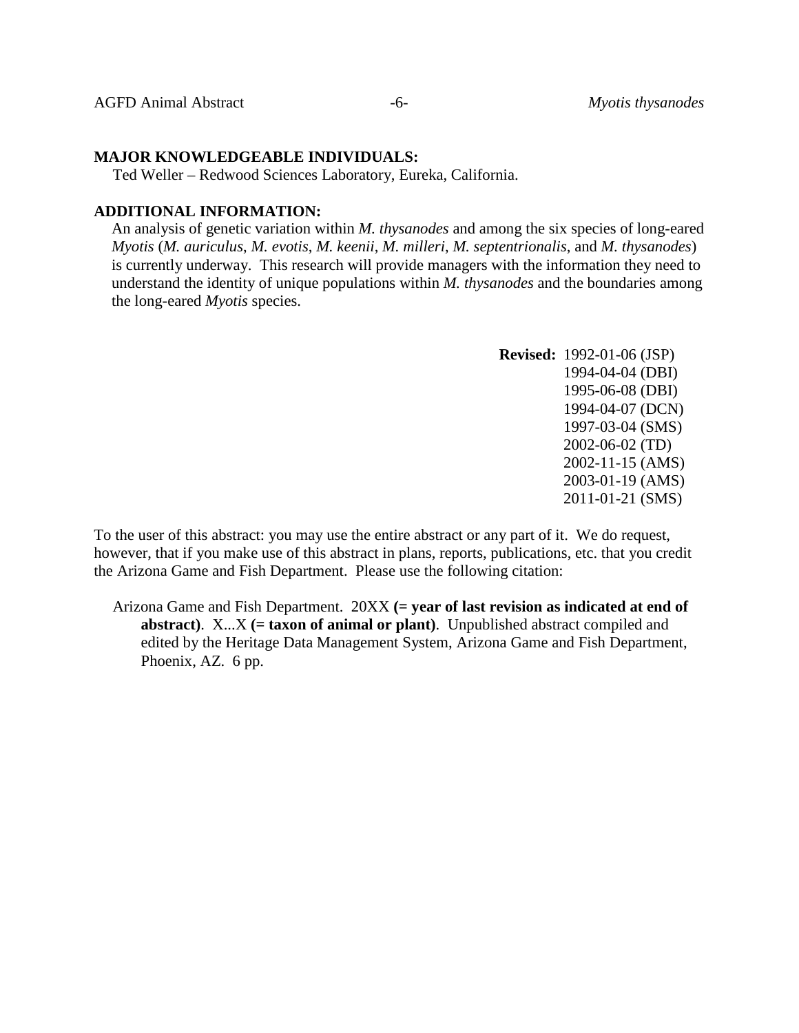**MAJOR KNOWLEDGEABLE INDIVIDUALS:**

Ted Weller – Redwood Sciences Laboratory, Eureka, California.

**ADDITIONAL INFORMATION:**

An analysis of genetic variation within *M. thysanodes* and among the six species of long-eared *Myotis* (*M. auriculus*, *M. evotis*, *M. keenii*, *M. milleri*, *M. septentrionalis*, and *M. thysanodes*) is currently underway. This research will provide managers with the information they need to understand the identity of unique populations within *M. thysanodes* and the boundaries among the long-eared *Myotis* species.

**Revised:** 1992-01-06 (JSP)
1994-04-04 (DBI)
1995-06-08 (DBI)
1994-04-07 (DCN)
1997-03-04 (SMS)
2002-06-02 (TD)
2002-11-15 (AMS)
2003-01-19 (AMS)
2011-01-21 (SMS)

To the user of this abstract: you may use the entire abstract or any part of it. We do request, however, that if you make use of this abstract in plans, reports, publications, etc. that you credit the Arizona Game and Fish Department. Please use the following citation:

Arizona Game and Fish Department. 20XX **(= year of last revision as indicated at end of abstract)**. X...X **(= taxon of animal or plant)**. Unpublished abstract compiled and edited by the Heritage Data Management System, Arizona Game and Fish Department, Phoenix, AZ. 6 pp.